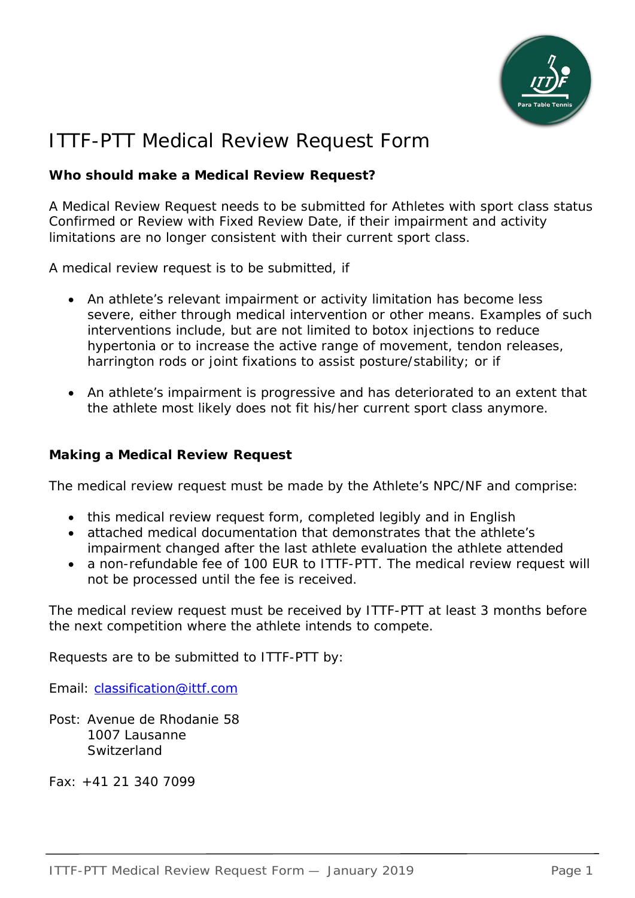# ITTF-PTT Medical Review Request Form

**Who should make a Medical Review Request?**

A Medical Review Request needs to be submitted for Athletes with sport class status Confirmed or Review with Fixed Review Date, if their impairment and activity limitations are no longer consistent with their current sport class.

A medical review request is to be submitted, if

- An athlete's relevant impairment or activity limitation has become less severe, either through medical intervention or other means. Examples of such interventions include, but are not limited to botox injections to reduce hypertonia or to increase the active range of movement, tendon releases, harrington rods or joint fixations to assist posture/stability; or if

- An athlete's impairment is progressive and has deteriorated to an extent that the athlete most likely does not fit his/her current sport class anymore.

**Making a Medical Review Request**

The medical review request must be made by the Athlete's NPC/NF and comprise:

- this medical review request form, completed legibly and in English
- attached medical documentation that demonstrates that the athlete's impairment changed after the last athlete evaluation the athlete attended
- a non-refundable fee of 100 EUR to ITTF-PTT. The medical review request will not be processed until the fee is received.

The medical review request must be received by ITTF-PTT at least 3 months before the next competition where the athlete intends to compete.

Requests are to be submitted to ITTF-PTT by:

Email: classification@ittf.com

Post: Avenue de Rhodanie 58
1007 Lausanne
Switzerland

Fax: +41 21 340 7099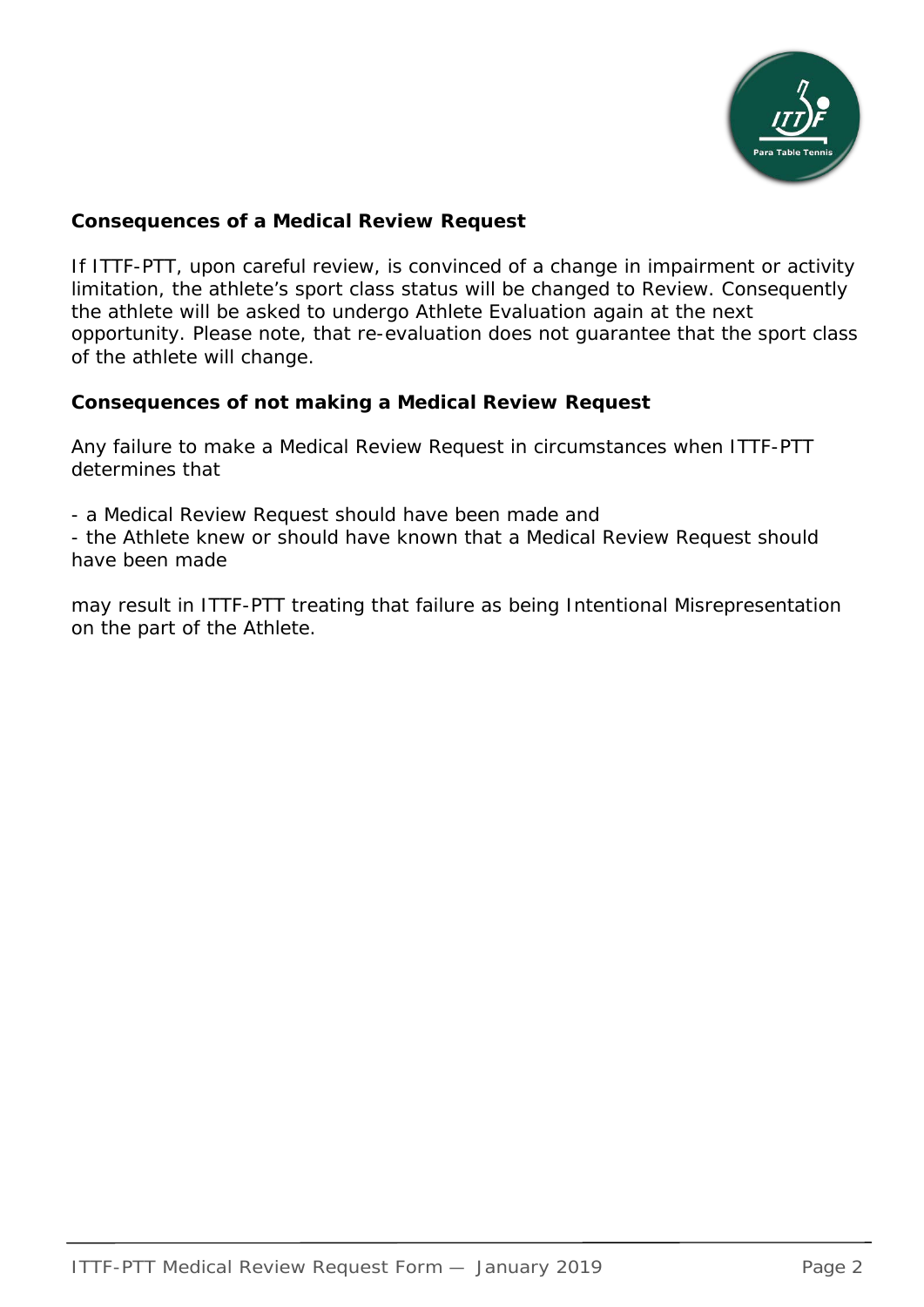**Consequences of a Medical Review Request**

If ITTF-PTT, upon careful review, is convinced of a change in impairment or activity limitation, the athlete's sport class status will be changed to Review. Consequently the athlete will be asked to undergo Athlete Evaluation again at the next opportunity. Please note, that re-evaluation does not guarantee that the sport class of the athlete will change.

**Consequences of not making a Medical Review Request**

Any failure to make a Medical Review Request in circumstances when ITTF-PTT determines that

- a Medical Review Request should have been made and
- the Athlete knew or should have known that a Medical Review Request should have been made

may result in ITTF-PTT treating that failure as being Intentional Misrepresentation on the part of the Athlete.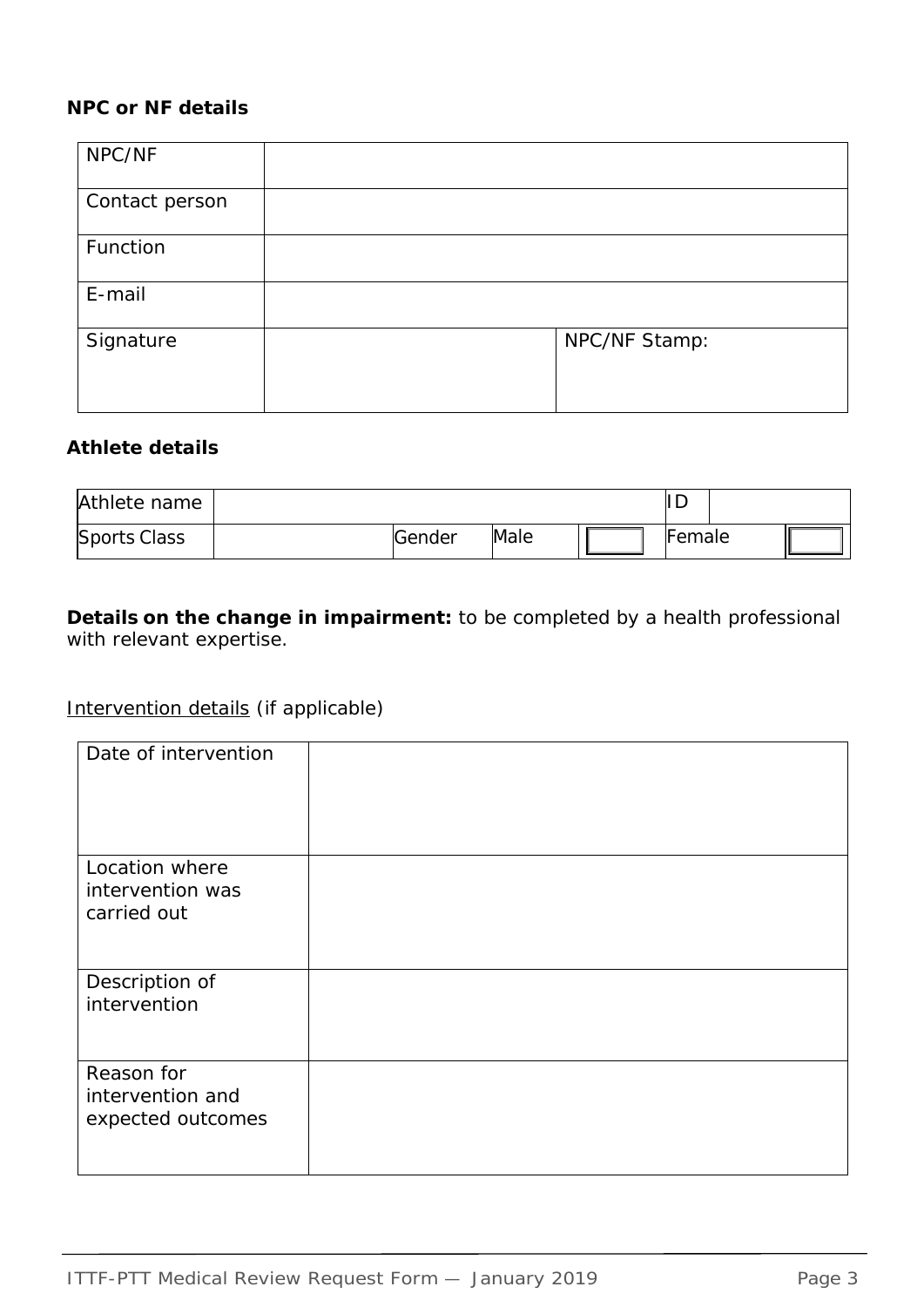**NPC or NF details**

| NPC/NF | | |
|---|---|---|
| Contact person | | |
| Function | | |
| E-mail | | |
| Signature | | NPC/NF Stamp: |

**Athlete details**

| Athlete name | | | | | ID | |
|---|---|---|---|---|---|---|
| Sports Class | | Gender | Male | ☐ | Female | ☐ |

**Details on the change in impairment:** to be completed by a health professional with relevant expertise.

Intervention details (if applicable)

| Date of intervention | |
|---|---|
| Location where intervention was carried out | |
| Description of intervention | |
| Reason for intervention and expected outcomes | |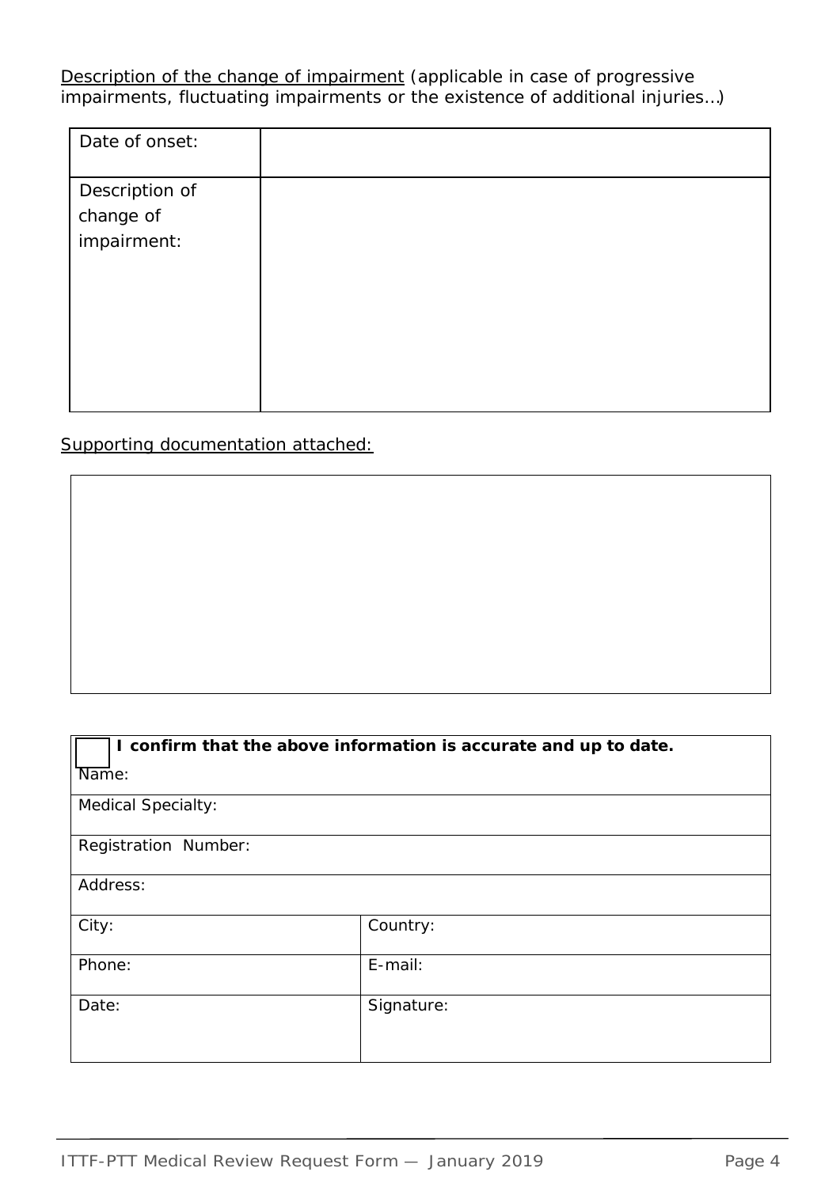Description of the change of impairment (applicable in case of progressive impairments, fluctuating impairments or the existence of additional injuries…)

| | |
|---|---|
| Date of onset: | |
| Description of change of impairment: | |

Supporting documentation attached:

| |
|---|
| |

| | |
|---|---|
| ☐ **I confirm that the above information is accurate and up to date.**<br>Name: | |
| Medical Specialty: | |
| Registration Number: | |
| Address: | |
| City: | Country: |
| Phone: | E-mail: |
| Date: | Signature: |